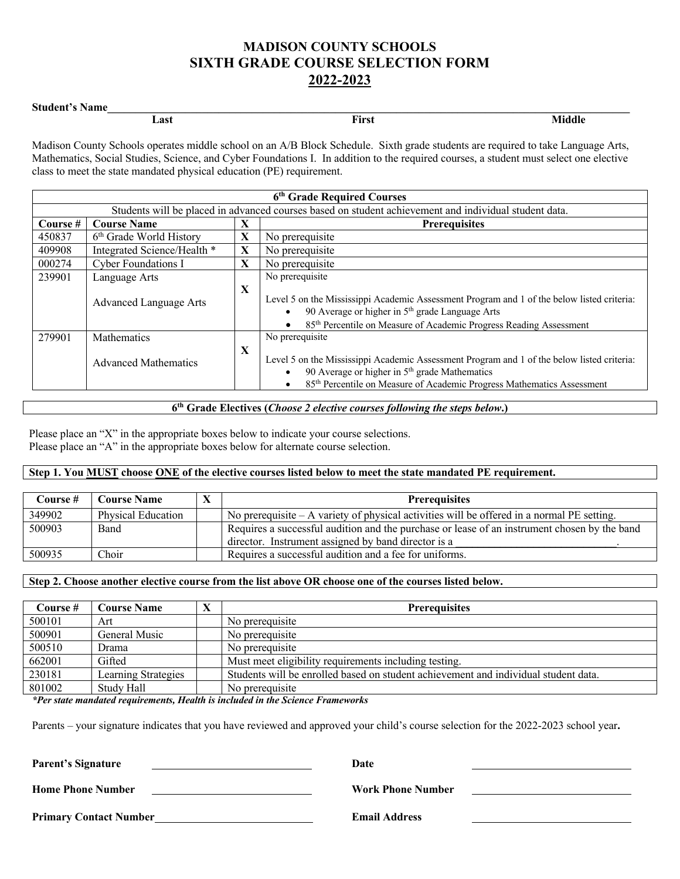# MADISON COUNTY SCHOOLS
# SIXTH GRADE COURSE SELECTION FORM
# 2022-2023

**Student's Name**______________________________________________
**Last** **First** **Middle**

Madison County Schools operates middle school on an A/B Block Schedule. Sixth grade students are required to take Language Arts, Mathematics, Social Studies, Science, and Cyber Foundations I. In addition to the required courses, a student must select one elective class to meet the state mandated physical education (PE) requirement.

| 6th Grade Required Courses | | | |
|---|---|---|---|
| Students will be placed in advanced courses based on student achievement and individual student data. | | | |
| **Course #** | **Course Name** | **X** | **Prerequisites** |
| 450837 | 6th Grade World History | X | No prerequisite |
| 409908 | Integrated Science/Health * | X | No prerequisite |
| 000274 | Cyber Foundations I | X | No prerequisite |
| 239901 | Language Arts<br><br>Advanced Language Arts | X | No prerequisite<br><br>Level 5 on the Mississippi Academic Assessment Program and 1 of the below listed criteria:<br>• 90 Average or higher in 5th grade Language Arts<br>• 85th Percentile on Measure of Academic Progress Reading Assessment |
| 279901 | Mathematics<br><br>Advanced Mathematics | X | No prerequisite<br><br>Level 5 on the Mississippi Academic Assessment Program and 1 of the below listed criteria:<br>• 90 Average or higher in 5th grade Mathematics<br>• 85th Percentile on Measure of Academic Progress Mathematics Assessment |

**6th Grade Electives (*Choose 2 elective courses following the steps below*.)**

Please place an "X" in the appropriate boxes below to indicate your course selections.
Please place an "A" in the appropriate boxes below for alternate course selection.

**Step 1. You MUST choose ONE of the elective courses listed below to meet the state mandated PE requirement.**

| Course # | Course Name | X | Prerequisites |
|---|---|---|---|
| 349902 | Physical Education | | No prerequisite – A variety of physical activities will be offered in a normal PE setting. |
| 500903 | Band | | Requires a successful audition and the purchase or lease of an instrument chosen by the band director. Instrument assigned by band director is a ______________________________. |
| 500935 | Choir | | Requires a successful audition and a fee for uniforms. |

**Step 2. Choose another elective course from the list above OR choose one of the courses listed below.**

| Course # | Course Name | X | Prerequisites |
|---|---|---|---|
| 500101 | Art | | No prerequisite |
| 500901 | General Music | | No prerequisite |
| 500510 | Drama | | No prerequisite |
| 662001 | Gifted | | Must meet eligibility requirements including testing. |
| 230181 | Learning Strategies | | Students will be enrolled based on student achievement and individual student data. |
| 801002 | Study Hall | | No prerequisite |

***Per state mandated requirements, Health is included in the Science Frameworks***

Parents – your signature indicates that you have reviewed and approved your child's course selection for the 2022-2023 school year**.**

**Parent's Signature** ______________________________ **Date** ______________________________

**Home Phone Number** ______________________________ **Work Phone Number** ______________________________

**Primary Contact Number** ______________________________ **Email Address** ______________________________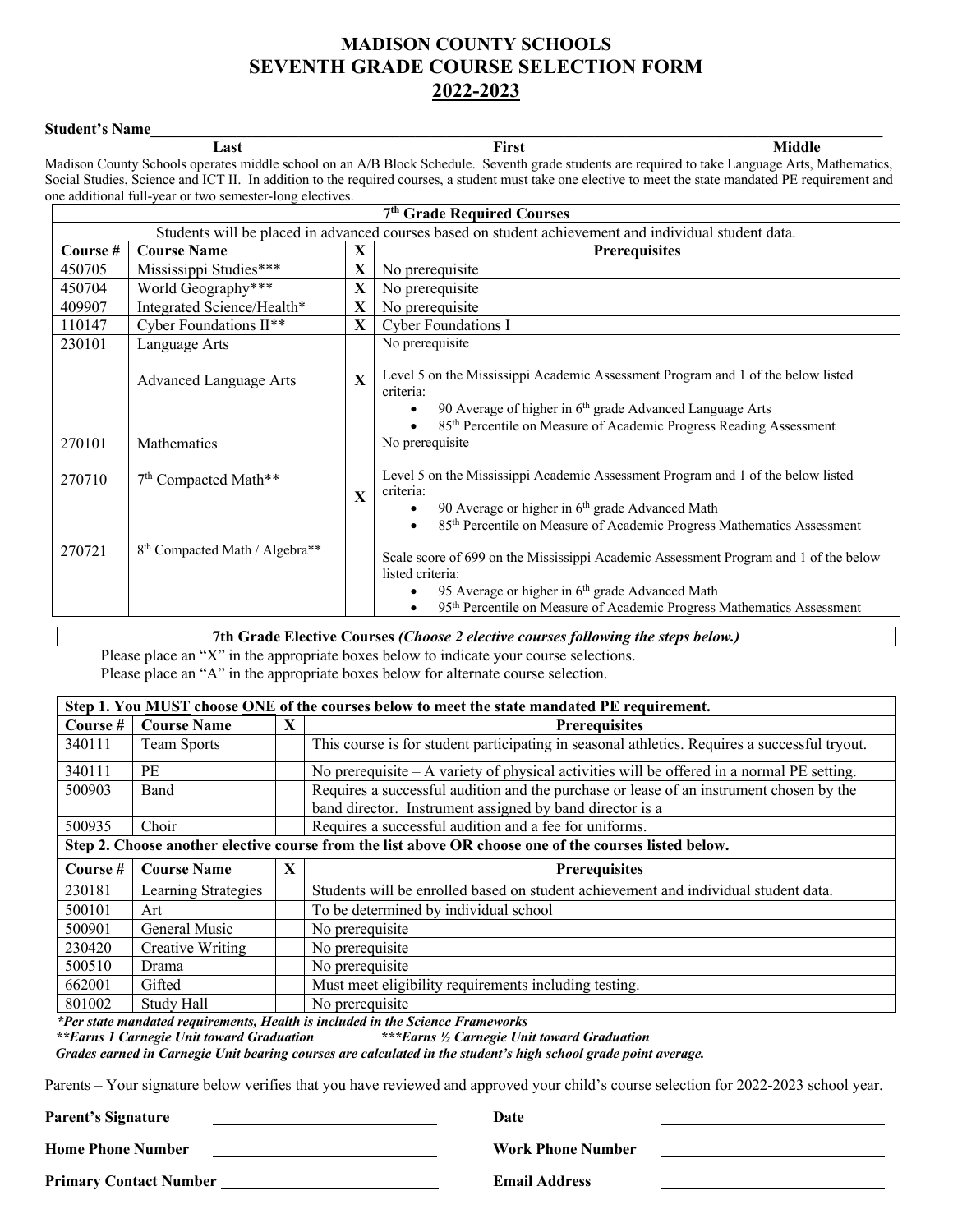# MADISON COUNTY SCHOOLS
# SEVENTH GRADE COURSE SELECTION FORM
# 2022-2023

**Student's Name**______________________________________________________________________________
Last First Middle

Madison County Schools operates middle school on an A/B Block Schedule. Seventh grade students are required to take Language Arts, Mathematics, Social Studies, Science and ICT II. In addition to the required courses, a student must take one elective to meet the state mandated PE requirement and one additional full-year or two semester-long electives.

| 7th Grade Required Courses | | | |
|---|---|---|---|
| Students will be placed in advanced courses based on student achievement and individual student data. | | | |
| **Course #** | **Course Name** | **X** | **Prerequisites** |
| 450705 | Mississippi Studies*** | **X** | No prerequisite |
| 450704 | World Geography*** | **X** | No prerequisite |
| 409907 | Integrated Science/Health* | **X** | No prerequisite |
| 110147 | Cyber Foundations II** | **X** | Cyber Foundations I |
| 230101 | Language Arts<br><br>Advanced Language Arts | **X** | No prerequisite<br><br>Level 5 on the Mississippi Academic Assessment Program and 1 of the below listed criteria:<br>• 90 Average of higher in 6th grade Advanced Language Arts<br>• 85th Percentile on Measure of Academic Progress Reading Assessment |
| 270101<br><br>270710<br><br>270721 | Mathematics<br><br>7th Compacted Math**<br><br>8th Compacted Math / Algebra** | **X** | No prerequisite<br><br>Level 5 on the Mississippi Academic Assessment Program and 1 of the below listed criteria:<br>• 90 Average or higher in 6th grade Advanced Math<br>• 85th Percentile on Measure of Academic Progress Mathematics Assessment<br><br>Scale score of 699 on the Mississippi Academic Assessment Program and 1 of the below listed criteria:<br>• 95 Average or higher in 6th grade Advanced Math<br>• 95th Percentile on Measure of Academic Progress Mathematics Assessment |

**7th Grade Elective Courses** ***(Choose 2 elective courses following the steps below.)***

Please place an "X" in the appropriate boxes below to indicate your course selections.
Please place an "A" in the appropriate boxes below for alternate course selection.

| Step 1. You MUST choose ONE of the courses below to meet the state mandated PE requirement. | | | |
|---|---|---|---|
| **Course #** | **Course Name** | **X** | **Prerequisites** |
| 340111 | Team Sports | | This course is for student participating in seasonal athletics. Requires a successful tryout. |
| 340111 | PE | | No prerequisite – A variety of physical activities will be offered in a normal PE setting. |
| 500903 | Band | | Requires a successful audition and the purchase or lease of an instrument chosen by the band director. Instrument assigned by band director is a ____________________________ |
| 500935 | Choir | | Requires a successful audition and a fee for uniforms. |
| **Step 2. Choose another elective course from the list above OR choose one of the courses listed below.** | | | |
| **Course #** | **Course Name** | **X** | **Prerequisites** |
| 230181 | Learning Strategies | | Students will be enrolled based on student achievement and individual student data. |
| 500101 | Art | | To be determined by individual school |
| 500901 | General Music | | No prerequisite |
| 230420 | Creative Writing | | No prerequisite |
| 500510 | Drama | | No prerequisite |
| 662001 | Gifted | | Must meet eligibility requirements including testing. |
| 801002 | Study Hall | | No prerequisite |

****Per state mandated requirements, Health is included in the Science Frameworks***
*****Earns 1 Carnegie Unit toward Graduation*** ******Earns ½ Carnegie Unit toward Graduation***
***Grades earned in Carnegie Unit bearing courses are calculated in the student's high school grade point average.***

Parents – Your signature below verifies that you have reviewed and approved your child's course selection for 2022-2023 school year.

**Parent's Signature** ____________________________ **Date** ____________________________

**Home Phone Number** ____________________________ **Work Phone Number** ____________________________

**Primary Contact Number** ____________________________ **Email Address** ____________________________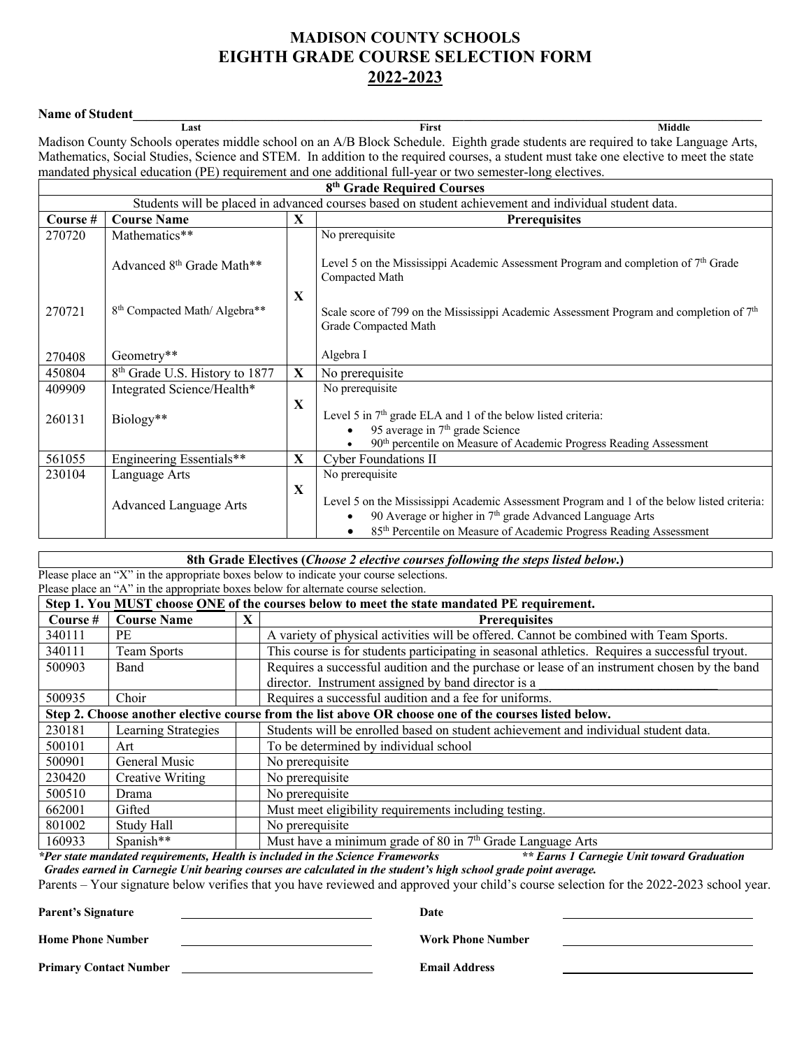# MADISON COUNTY SCHOOLS
# EIGHTH GRADE COURSE SELECTION FORM
# 2022-2023

**Name of Student**______________________________________________
Last — First — Middle

Madison County Schools operates middle school on an A/B Block Schedule. Eighth grade students are required to take Language Arts, Mathematics, Social Studies, Science and STEM. In addition to the required courses, a student must take one elective to meet the state mandated physical education (PE) requirement and one additional full-year or two semester-long electives.

| **8th Grade Required Courses** | | | |
|---|---|---|---|
| Students will be placed in advanced courses based on student achievement and individual student data. | | | |
| **Course #** | **Course Name** | **X** | **Prerequisites** |
| 270720 | Mathematics** | X | No prerequisite |
| | Advanced 8th Grade Math** | | Level 5 on the Mississippi Academic Assessment Program and completion of 7th Grade Compacted Math |
| 270721 | 8th Compacted Math/ Algebra** | | Scale score of 799 on the Mississippi Academic Assessment Program and completion of 7th Grade Compacted Math |
| 270408 | Geometry** | | Algebra I |
| 450804 | 8th Grade U.S. History to 1877 | X | No prerequisite |
| 409909 | Integrated Science/Health* | X | No prerequisite |
| 260131 | Biology** | | Level 5 in 7th grade ELA and 1 of the below listed criteria: • 95 average in 7th grade Science • 90th percentile on Measure of Academic Progress Reading Assessment |
| 561055 | Engineering Essentials** | X | Cyber Foundations II |
| 230104 | Language Arts | X | No prerequisite |
| | Advanced Language Arts | | Level 5 on the Mississippi Academic Assessment Program and 1 of the below listed criteria: • 90 Average or higher in 7th grade Advanced Language Arts • 85th Percentile on Measure of Academic Progress Reading Assessment |

**8th Grade Electives (*Choose 2 elective courses following the steps listed below*.)**

Please place an "X" in the appropriate boxes below to indicate your course selections.
Please place an "A" in the appropriate boxes below for alternate course selection.

| **Step 1. You MUST choose ONE of the courses below to meet the state mandated PE requirement.** | | | |
|---|---|---|---|
| **Course #** | **Course Name** | **X** | **Prerequisites** |
| 340111 | PE | | A variety of physical activities will be offered. Cannot be combined with Team Sports. |
| 340111 | Team Sports | | This course is for students participating in seasonal athletics. Requires a successful tryout. |
| 500903 | Band | | Requires a successful audition and the purchase or lease of an instrument chosen by the band director. Instrument assigned by band director is a ____________________ |
| 500935 | Choir | | Requires a successful audition and a fee for uniforms. |
| **Step 2. Choose another elective course from the list above OR choose one of the courses listed below.** | | | |
| 230181 | Learning Strategies | | Students will be enrolled based on student achievement and individual student data. |
| 500101 | Art | | To be determined by individual school |
| 500901 | General Music | | No prerequisite |
| 230420 | Creative Writing | | No prerequisite |
| 500510 | Drama | | No prerequisite |
| 662001 | Gifted | | Must meet eligibility requirements including testing. |
| 801002 | Study Hall | | No prerequisite |
| 160933 | Spanish** | | Must have a minimum grade of 80 in 7th Grade Language Arts |

***Per state mandated requirements, Health is included in the Science Frameworks** — ***** Earns 1 Carnegie Unit toward Graduation***
***Grades earned in Carnegie Unit bearing courses are calculated in the student's high school grade point average.***

Parents – Your signature below verifies that you have reviewed and approved your child's course selection for the 2022-2023 school year.

**Parent's Signature** ____________________ **Date** ____________________

**Home Phone Number** ____________________ **Work Phone Number** ____________________

**Primary Contact Number** ____________________ **Email Address** ____________________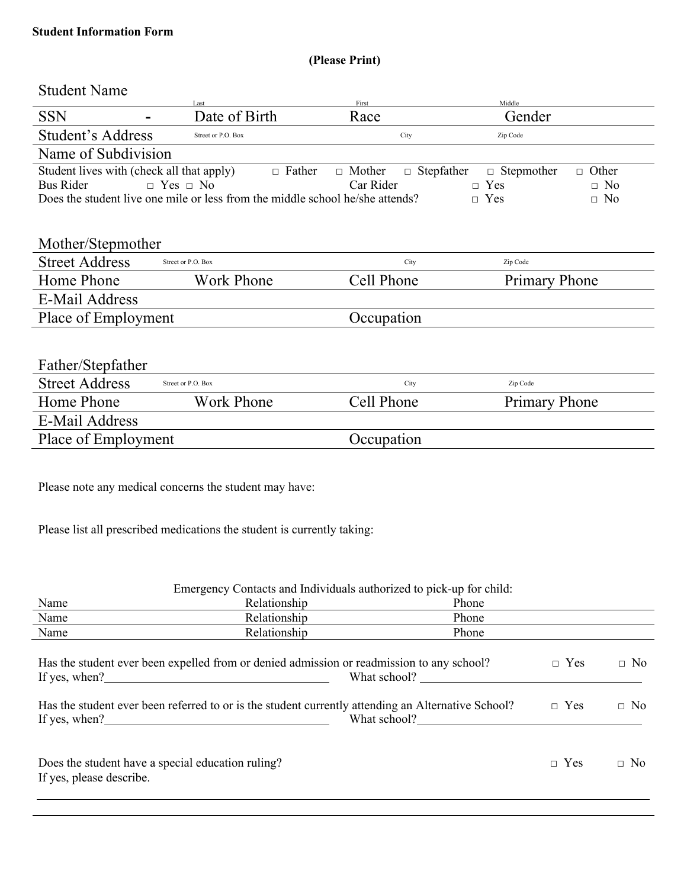**Student Information Form**

**(Please Print)**

Student Name ______ Last ______ First ______ Middle ______

SSN ______ - ______ Date of Birth ______ Race ______ Gender ______

Student's Address ______ Street or P.O. Box ______ City ______ Zip Code ______

Name of Subdivision ______

Student lives with (check all that apply) □ Father □ Mother □ Stepfather □ Stepmother □ Other

Bus Rider □ Yes □ No Car Rider □ Yes □ No

Does the student live one mile or less from the middle school he/she attends? □ Yes □ No

Mother/Stepmother ______

Street Address ______ Street or P.O. Box ______ City ______ Zip Code ______

Home Phone ______ Work Phone ______ Cell Phone ______ Primary Phone ______

E-Mail Address ______

Place of Employment ______ Occupation ______

Father/Stepfather ______

Street Address ______ Street or P.O. Box ______ City ______ Zip Code ______

Home Phone ______ Work Phone ______ Cell Phone ______ Primary Phone ______

E-Mail Address ______

Place of Employment ______ Occupation ______

Please note any medical concerns the student may have:

Please list all prescribed medications the student is currently taking:

Emergency Contacts and Individuals authorized to pick-up for child:

| Name | Relationship | Phone |
|---|---|---|
| | | |
| | | |
| | | |

Has the student ever been expelled from or denied admission or readmission to any school? □ Yes □ No

If yes, when? ______ What school? ______

Has the student ever been referred to or is the student currently attending an Alternative School? □ Yes □ No

If yes, when? ______ What school? ______

Does the student have a special education ruling? □ Yes □ No

If yes, please describe.

______

______